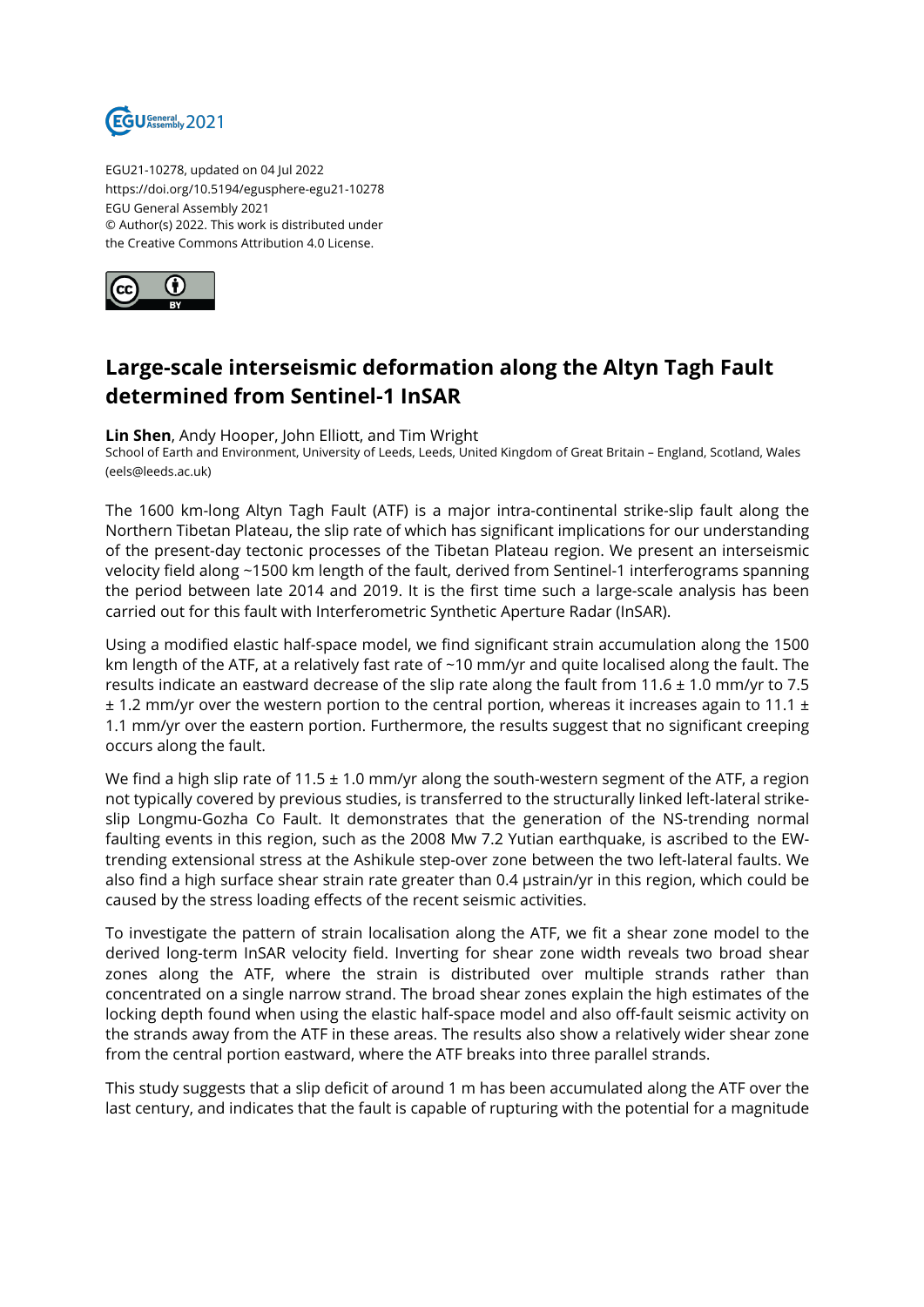EGU21-10278, updated on 04 Jul 2022
https://doi.org/10.5194/egusphere-egu21-10278
EGU General Assembly 2021
© Author(s) 2022. This work is distributed under
the Creative Commons Attribution 4.0 License.

# Large-scale interseismic deformation along the Altyn Tagh Fault determined from Sentinel-1 InSAR

**Lin Shen**, Andy Hooper, John Elliott, and Tim Wright
School of Earth and Environment, University of Leeds, Leeds, United Kingdom of Great Britain – England, Scotland, Wales (eels@leeds.ac.uk)

The 1600 km-long Altyn Tagh Fault (ATF) is a major intra-continental strike-slip fault along the Northern Tibetan Plateau, the slip rate of which has significant implications for our understanding of the present-day tectonic processes of the Tibetan Plateau region. We present an interseismic velocity field along ~1500 km length of the fault, derived from Sentinel-1 interferograms spanning the period between late 2014 and 2019. It is the first time such a large-scale analysis has been carried out for this fault with Interferometric Synthetic Aperture Radar (InSAR).

Using a modified elastic half-space model, we find significant strain accumulation along the 1500 km length of the ATF, at a relatively fast rate of ~10 mm/yr and quite localised along the fault. The results indicate an eastward decrease of the slip rate along the fault from 11.6 ± 1.0 mm/yr to 7.5 ± 1.2 mm/yr over the western portion to the central portion, whereas it increases again to 11.1 ± 1.1 mm/yr over the eastern portion. Furthermore, the results suggest that no significant creeping occurs along the fault.

We find a high slip rate of 11.5 ± 1.0 mm/yr along the south-western segment of the ATF, a region not typically covered by previous studies, is transferred to the structurally linked left-lateral strike-slip Longmu-Gozha Co Fault. It demonstrates that the generation of the NS-trending normal faulting events in this region, such as the 2008 Mw 7.2 Yutian earthquake, is ascribed to the EW-trending extensional stress at the Ashikule step-over zone between the two left-lateral faults. We also find a high surface shear strain rate greater than 0.4 μstrain/yr in this region, which could be caused by the stress loading effects of the recent seismic activities.

To investigate the pattern of strain localisation along the ATF, we fit a shear zone model to the derived long-term InSAR velocity field. Inverting for shear zone width reveals two broad shear zones along the ATF, where the strain is distributed over multiple strands rather than concentrated on a single narrow strand. The broad shear zones explain the high estimates of the locking depth found when using the elastic half-space model and also off-fault seismic activity on the strands away from the ATF in these areas. The results also show a relatively wider shear zone from the central portion eastward, where the ATF breaks into three parallel strands.

This study suggests that a slip deficit of around 1 m has been accumulated along the ATF over the last century, and indicates that the fault is capable of rupturing with the potential for a magnitude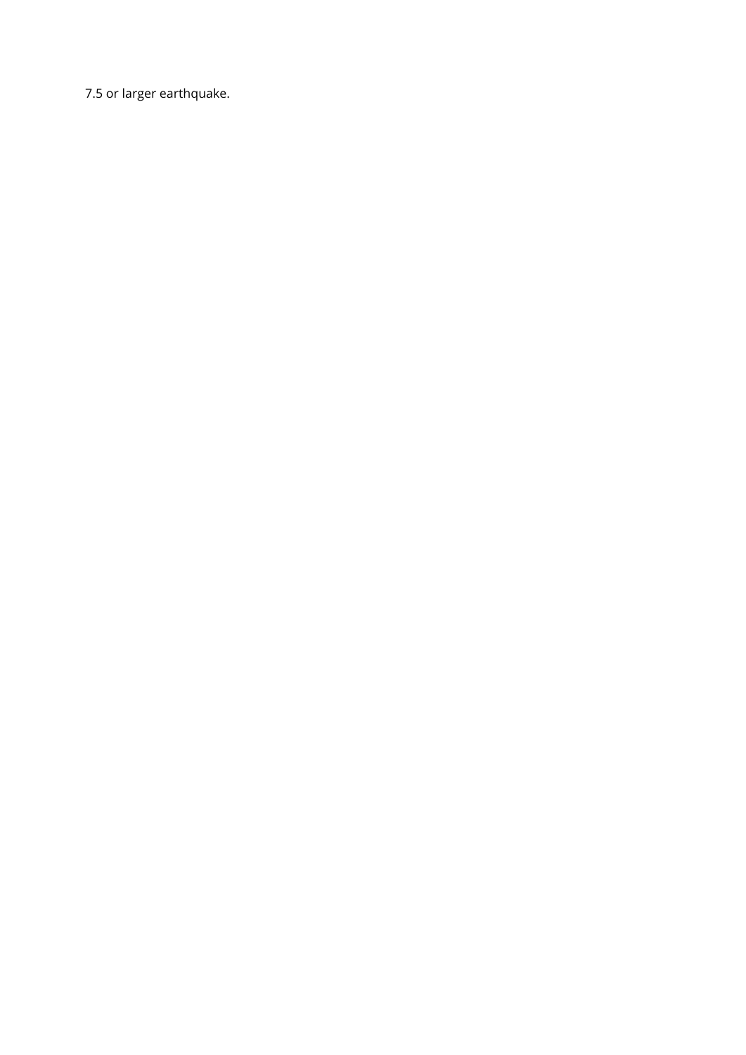7.5 or larger earthquake.